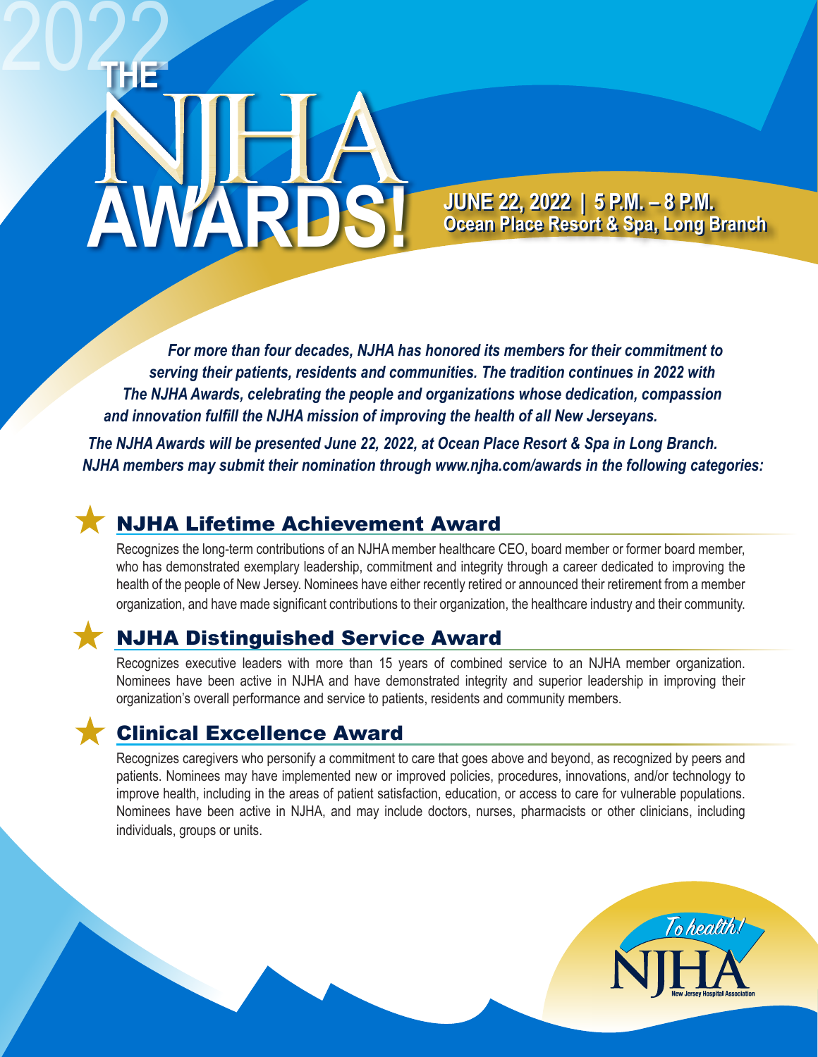# 2022 THE NJHA AWARDS!

**JUNE 22, 2022 | 5 P.M. – 8 P.M.**
**Ocean Place Resort & Spa, Long Branch**

***For more than four decades, NJHA has honored its members for their commitment to serving their patients, residents and communities. The tradition continues in 2022 with The NJHA Awards, celebrating the people and organizations whose dedication, compassion and innovation fulfill the NJHA mission of improving the health of all New Jerseyans.***

***The NJHA Awards will be presented June 22, 2022, at Ocean Place Resort & Spa in Long Branch. NJHA members may submit their nomination through www.njha.com/awards in the following categories:***

## ★ NJHA Lifetime Achievement Award

Recognizes the long-term contributions of an NJHA member healthcare CEO, board member or former board member, who has demonstrated exemplary leadership, commitment and integrity through a career dedicated to improving the health of the people of New Jersey. Nominees have either recently retired or announced their retirement from a member organization, and have made significant contributions to their organization, the healthcare industry and their community.

## ★ NJHA Distinguished Service Award

Recognizes executive leaders with more than 15 years of combined service to an NJHA member organization. Nominees have been active in NJHA and have demonstrated integrity and superior leadership in improving their organization's overall performance and service to patients, residents and community members.

## ★ Clinical Excellence Award

Recognizes caregivers who personify a commitment to care that goes above and beyond, as recognized by peers and patients. Nominees may have implemented new or improved policies, procedures, innovations, and/or technology to improve health, including in the areas of patient satisfaction, education, or access to care for vulnerable populations. Nominees have been active in NJHA, and may include doctors, nurses, pharmacists or other clinicians, including individuals, groups or units.

To health!
NJHA
New Jersey Hospital Association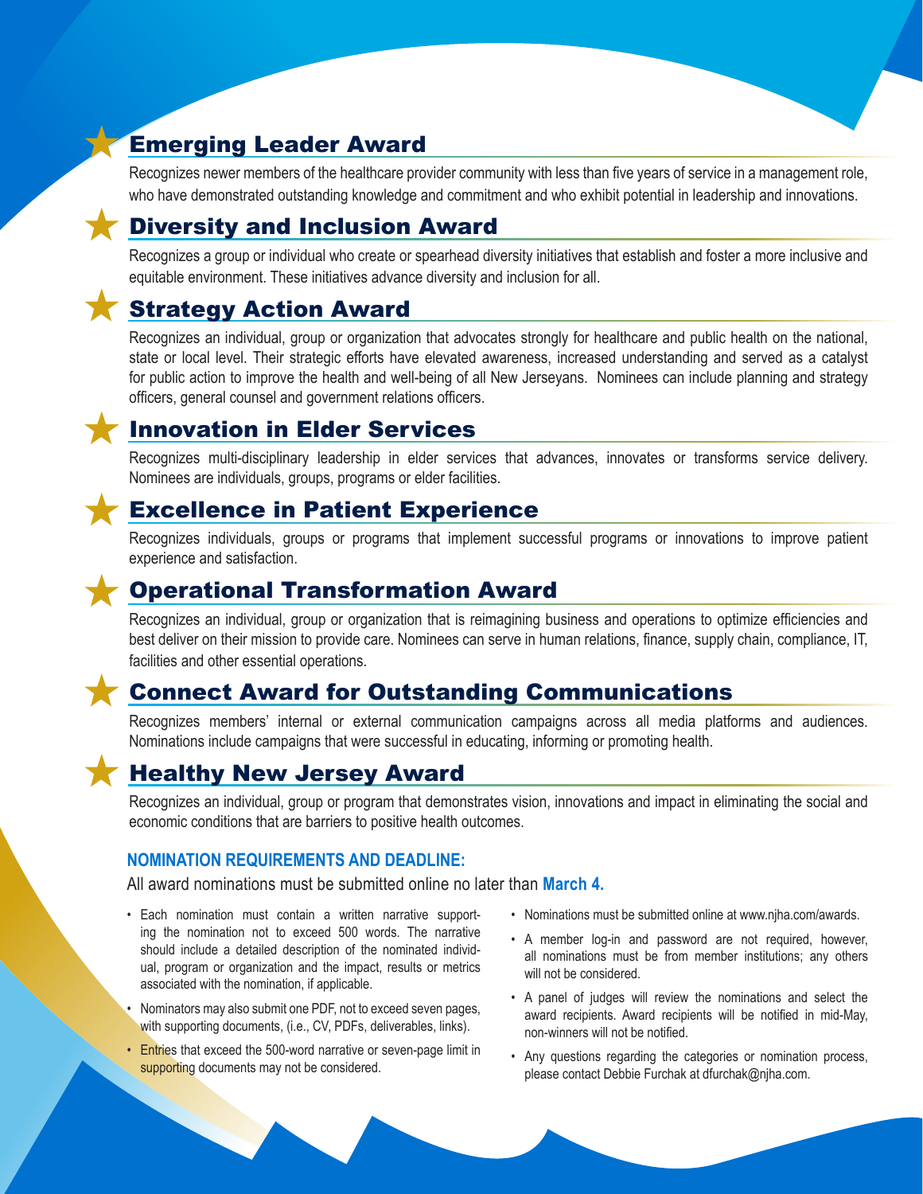## Emerging Leader Award

Recognizes newer members of the healthcare provider community with less than five years of service in a management role, who have demonstrated outstanding knowledge and commitment and who exhibit potential in leadership and innovations.

## Diversity and Inclusion Award

Recognizes a group or individual who create or spearhead diversity initiatives that establish and foster a more inclusive and equitable environment. These initiatives advance diversity and inclusion for all.

## Strategy Action Award

Recognizes an individual, group or organization that advocates strongly for healthcare and public health on the national, state or local level. Their strategic efforts have elevated awareness, increased understanding and served as a catalyst for public action to improve the health and well-being of all New Jerseyans. Nominees can include planning and strategy officers, general counsel and government relations officers.

## Innovation in Elder Services

Recognizes multi-disciplinary leadership in elder services that advances, innovates or transforms service delivery. Nominees are individuals, groups, programs or elder facilities.

## Excellence in Patient Experience

Recognizes individuals, groups or programs that implement successful programs or innovations to improve patient experience and satisfaction.

## Operational Transformation Award

Recognizes an individual, group or organization that is reimagining business and operations to optimize efficiencies and best deliver on their mission to provide care. Nominees can serve in human relations, finance, supply chain, compliance, IT, facilities and other essential operations.

## Connect Award for Outstanding Communications

Recognizes members' internal or external communication campaigns across all media platforms and audiences. Nominations include campaigns that were successful in educating, informing or promoting health.

## Healthy New Jersey Award

Recognizes an individual, group or program that demonstrates vision, innovations and impact in eliminating the social and economic conditions that are barriers to positive health outcomes.

### NOMINATION REQUIREMENTS AND DEADLINE:

All award nominations must be submitted online no later than **March 4.**

- Each nomination must contain a written narrative supporting the nomination not to exceed 500 words. The narrative should include a detailed description of the nominated individual, program or organization and the impact, results or metrics associated with the nomination, if applicable.
- Nominators may also submit one PDF, not to exceed seven pages, with supporting documents, (i.e., CV, PDFs, deliverables, links).
- Entries that exceed the 500-word narrative or seven-page limit in supporting documents may not be considered.
- Nominations must be submitted online at www.njha.com/awards.
- A member log-in and password are not required, however, all nominations must be from member institutions; any others will not be considered.
- A panel of judges will review the nominations and select the award recipients. Award recipients will be notified in mid-May, non-winners will not be notified.
- Any questions regarding the categories or nomination process, please contact Debbie Furchak at dfurchak@njha.com.